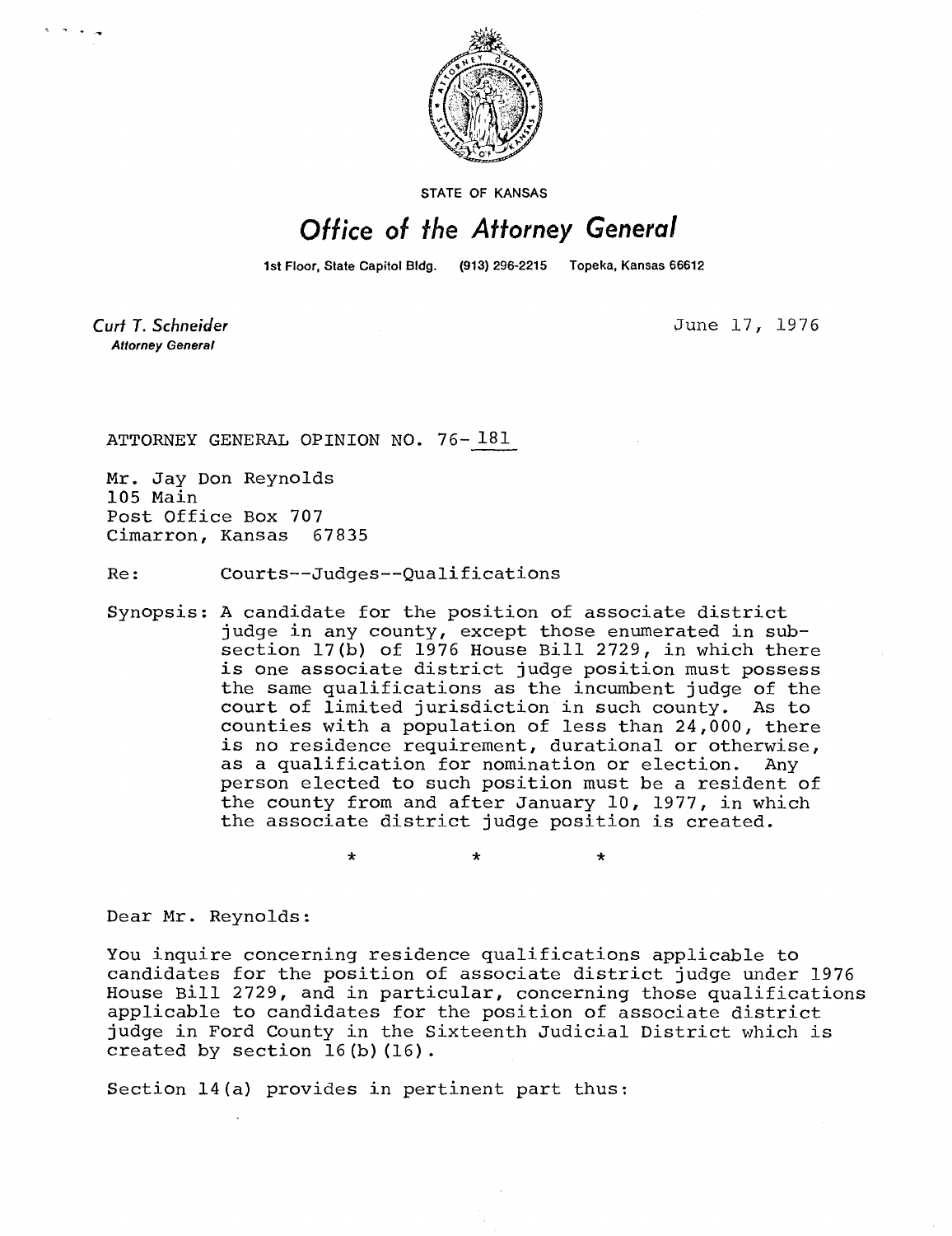STATE OF KANSAS

# Office of the Attorney General

1st Floor, State Capitol Bldg. (913) 296-2215 Topeka, Kansas 66612

*Curt T. Schneider*
**Attorney General**

June 17, 1976

ATTORNEY GENERAL OPINION NO. 76-181

Mr. Jay Don Reynolds
105 Main
Post Office Box 707
Cimarron, Kansas 67835

Re: Courts--Judges--Qualifications

Synopsis: A candidate for the position of associate district judge in any county, except those enumerated in subsection 17(b) of 1976 House Bill 2729, in which there is one associate district judge position must possess the same qualifications as the incumbent judge of the court of limited jurisdiction in such county. As to counties with a population of less than 24,000, there is no residence requirement, durational or otherwise, as a qualification for nomination or election. Any person elected to such position must be a resident of the county from and after January 10, 1977, in which the associate district judge position is created.

\* \* \*

Dear Mr. Reynolds:

You inquire concerning residence qualifications applicable to candidates for the position of associate district judge under 1976 House Bill 2729, and in particular, concerning those qualifications applicable to candidates for the position of associate district judge in Ford County in the Sixteenth Judicial District which is created by section 16(b)(16).

Section 14(a) provides in pertinent part thus: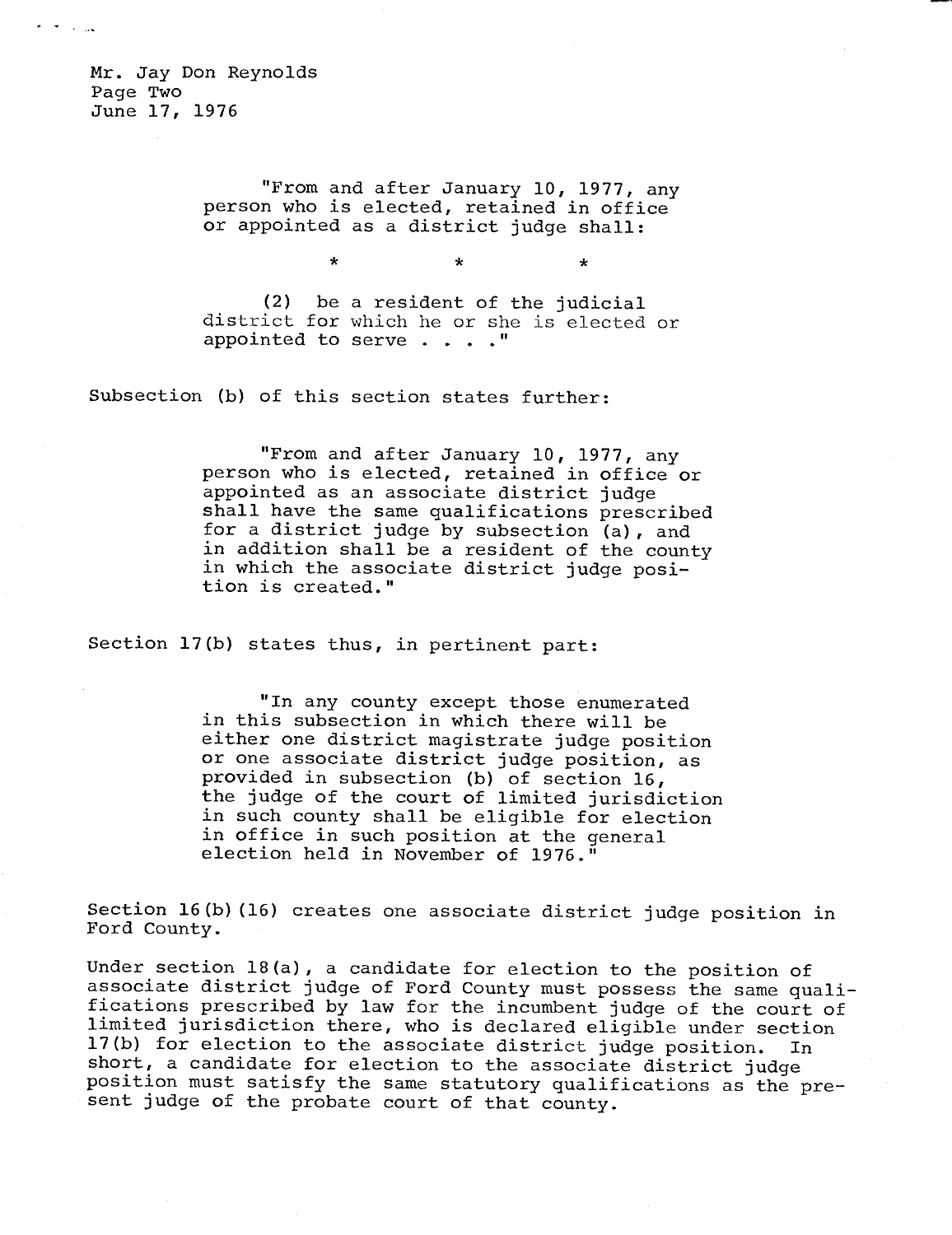> "From and after January 10, 1977, any person who is elected, retained in office or appointed as a district judge shall:
>
> \* \* \*
>
> (2) be a resident of the judicial district for which he or she is elected or appointed to serve . . . ."

Subsection (b) of this section states further:

> "From and after January 10, 1977, any person who is elected, retained in office or appointed as an associate district judge shall have the same qualifications prescribed for a district judge by subsection (a), and in addition shall be a resident of the county in which the associate district judge position is created."

Section 17(b) states thus, in pertinent part:

> "In any county except those enumerated in this subsection in which there will be either one district magistrate judge position or one associate district judge position, as provided in subsection (b) of section 16, the judge of the court of limited jurisdiction in such county shall be eligible for election in office in such position at the general election held in November of 1976."

Section 16(b)(16) creates one associate district judge position in Ford County.

Under section 18(a), a candidate for election to the position of associate district judge of Ford County must possess the same qualifications prescribed by law for the incumbent judge of the court of limited jurisdiction there, who is declared eligible under section 17(b) for election to the associate district judge position. In short, a candidate for election to the associate district judge position must satisfy the same statutory qualifications as the present judge of the probate court of that county.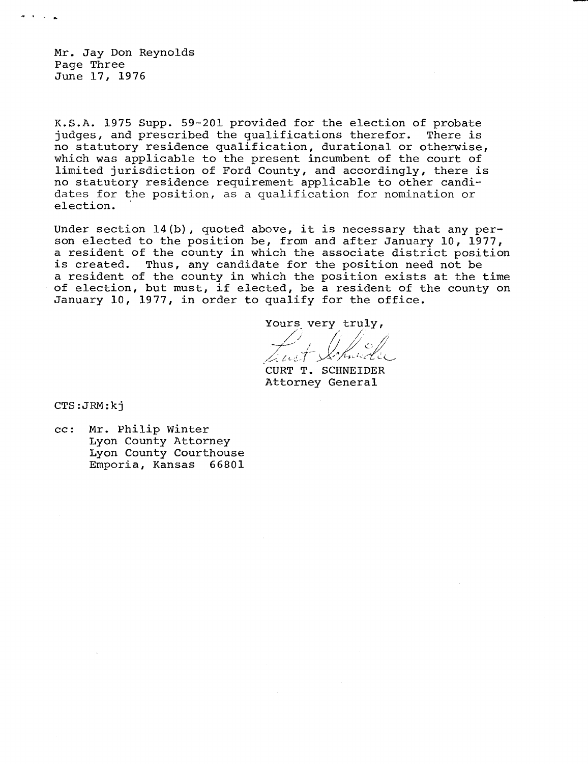Mr. Jay Don Reynolds
Page Three
June 17, 1976

K.S.A. 1975 Supp. 59-201 provided for the election of probate judges, and prescribed the qualifications therefor. There is no statutory residence qualification, durational or otherwise, which was applicable to the present incumbent of the court of limited jurisdiction of Ford County, and accordingly, there is no statutory residence requirement applicable to other candidates for the position, as a qualification for nomination or election.

Under section 14(b), quoted above, it is necessary that any person elected to the position be, from and after January 10, 1977, a resident of the county in which the associate district position is created. Thus, any candidate for the position need not be a resident of the county in which the position exists at the time of election, but must, if elected, be a resident of the county on January 10, 1977, in order to qualify for the office.

Yours very truly,

CURT T. SCHNEIDER
Attorney General

CTS:JRM:kj

cc: Mr. Philip Winter
Lyon County Attorney
Lyon County Courthouse
Emporia, Kansas 66801